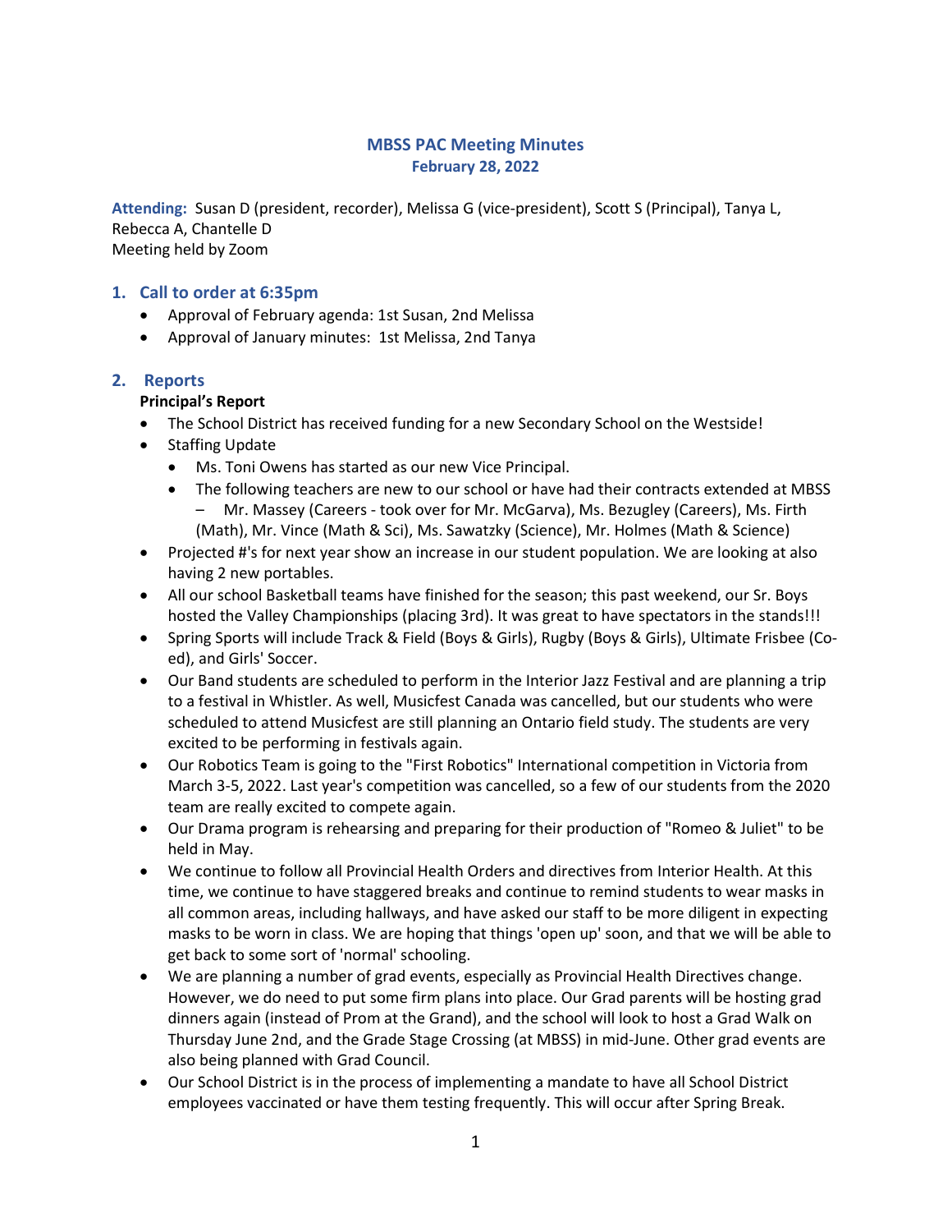# MBSS PAC Meeting Minutes
## February 28, 2022

**Attending:** Susan D (president, recorder), Melissa G (vice-president), Scott S (Principal), Tanya L, Rebecca A, Chantelle D
Meeting held by Zoom

## 1. Call to order at 6:35pm

- Approval of February agenda: 1st Susan, 2nd Melissa
- Approval of January minutes: 1st Melissa, 2nd Tanya

## 2. Reports

**Principal's Report**

- The School District has received funding for a new Secondary School on the Westside!
- Staffing Update
  - Ms. Toni Owens has started as our new Vice Principal.
  - The following teachers are new to our school or have had their contracts extended at MBSS – Mr. Massey (Careers - took over for Mr. McGarva), Ms. Bezugley (Careers), Ms. Firth (Math), Mr. Vince (Math & Sci), Ms. Sawatzky (Science), Mr. Holmes (Math & Science)
- Projected #'s for next year show an increase in our student population. We are looking at also having 2 new portables.
- All our school Basketball teams have finished for the season; this past weekend, our Sr. Boys hosted the Valley Championships (placing 3rd). It was great to have spectators in the stands!!!
- Spring Sports will include Track & Field (Boys & Girls), Rugby (Boys & Girls), Ultimate Frisbee (Co-ed), and Girls' Soccer.
- Our Band students are scheduled to perform in the Interior Jazz Festival and are planning a trip to a festival in Whistler. As well, Musicfest Canada was cancelled, but our students who were scheduled to attend Musicfest are still planning an Ontario field study. The students are very excited to be performing in festivals again.
- Our Robotics Team is going to the "First Robotics" International competition in Victoria from March 3-5, 2022. Last year's competition was cancelled, so a few of our students from the 2020 team are really excited to compete again.
- Our Drama program is rehearsing and preparing for their production of "Romeo & Juliet" to be held in May.
- We continue to follow all Provincial Health Orders and directives from Interior Health. At this time, we continue to have staggered breaks and continue to remind students to wear masks in all common areas, including hallways, and have asked our staff to be more diligent in expecting masks to be worn in class. We are hoping that things 'open up' soon, and that we will be able to get back to some sort of 'normal' schooling.
- We are planning a number of grad events, especially as Provincial Health Directives change. However, we do need to put some firm plans into place. Our Grad parents will be hosting grad dinners again (instead of Prom at the Grand), and the school will look to host a Grad Walk on Thursday June 2nd, and the Grade Stage Crossing (at MBSS) in mid-June. Other grad events are also being planned with Grad Council.
- Our School District is in the process of implementing a mandate to have all School District employees vaccinated or have them testing frequently. This will occur after Spring Break.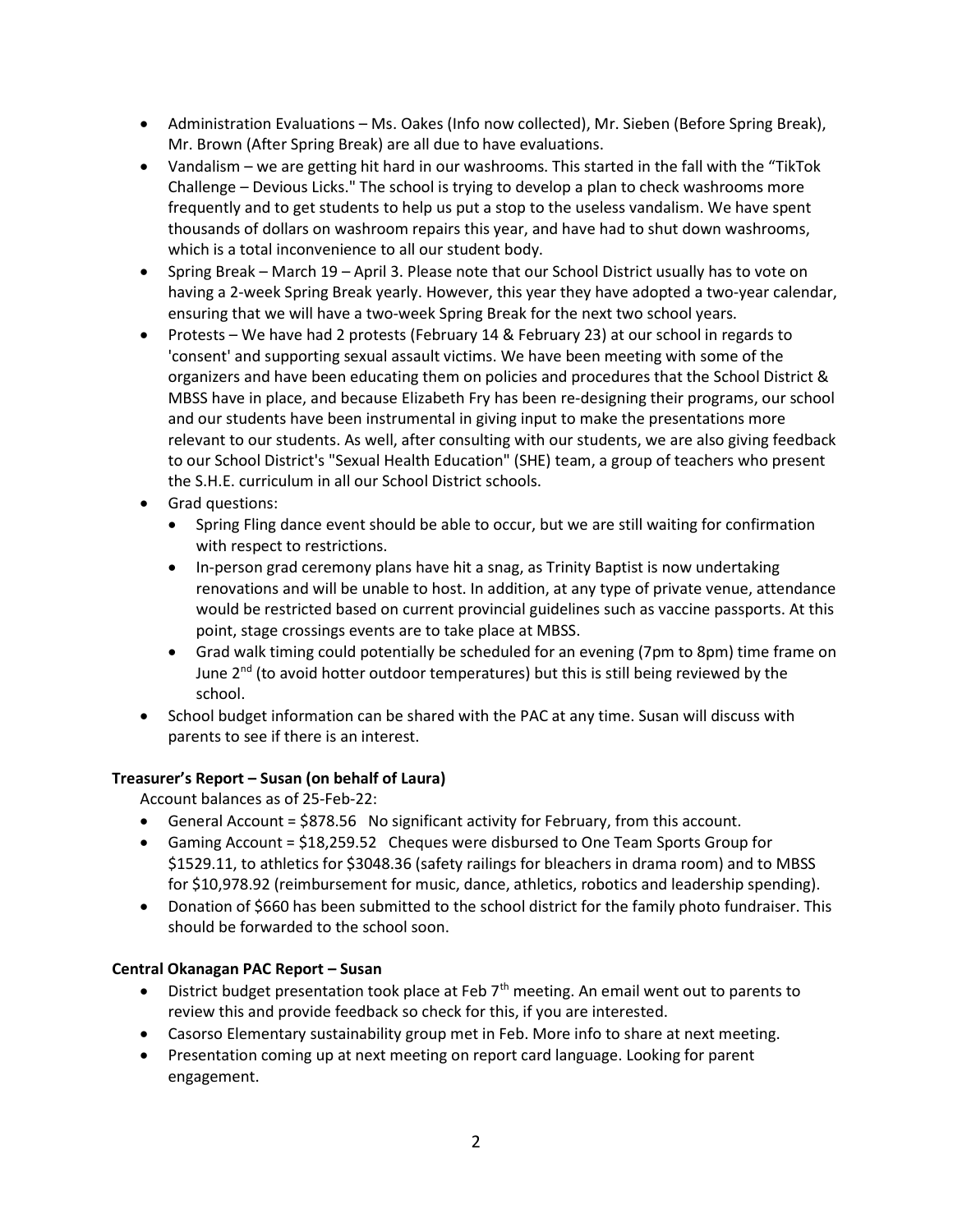- Administration Evaluations – Ms. Oakes (Info now collected), Mr. Sieben (Before Spring Break), Mr. Brown (After Spring Break) are all due to have evaluations.
- Vandalism – we are getting hit hard in our washrooms. This started in the fall with the "TikTok Challenge – Devious Licks." The school is trying to develop a plan to check washrooms more frequently and to get students to help us put a stop to the useless vandalism. We have spent thousands of dollars on washroom repairs this year, and have had to shut down washrooms, which is a total inconvenience to all our student body.
- Spring Break – March 19 – April 3. Please note that our School District usually has to vote on having a 2-week Spring Break yearly. However, this year they have adopted a two-year calendar, ensuring that we will have a two-week Spring Break for the next two school years.
- Protests – We have had 2 protests (February 14 & February 23) at our school in regards to 'consent' and supporting sexual assault victims. We have been meeting with some of the organizers and have been educating them on policies and procedures that the School District & MBSS have in place, and because Elizabeth Fry has been re-designing their programs, our school and our students have been instrumental in giving input to make the presentations more relevant to our students. As well, after consulting with our students, we are also giving feedback to our School District's "Sexual Health Education" (SHE) team, a group of teachers who present the S.H.E. curriculum in all our School District schools.
- Grad questions:
  - Spring Fling dance event should be able to occur, but we are still waiting for confirmation with respect to restrictions.
  - In-person grad ceremony plans have hit a snag, as Trinity Baptist is now undertaking renovations and will be unable to host. In addition, at any type of private venue, attendance would be restricted based on current provincial guidelines such as vaccine passports. At this point, stage crossings events are to take place at MBSS.
  - Grad walk timing could potentially be scheduled for an evening (7pm to 8pm) time frame on June 2nd (to avoid hotter outdoor temperatures) but this is still being reviewed by the school.
- School budget information can be shared with the PAC at any time. Susan will discuss with parents to see if there is an interest.

**Treasurer's Report – Susan (on behalf of Laura)**

Account balances as of 25-Feb-22:

- General Account = $878.56 No significant activity for February, from this account.
- Gaming Account = $18,259.52 Cheques were disbursed to One Team Sports Group for $1529.11, to athletics for $3048.36 (safety railings for bleachers in drama room) and to MBSS for $10,978.92 (reimbursement for music, dance, athletics, robotics and leadership spending).
- Donation of $660 has been submitted to the school district for the family photo fundraiser. This should be forwarded to the school soon.

**Central Okanagan PAC Report – Susan**

- District budget presentation took place at Feb 7th meeting. An email went out to parents to review this and provide feedback so check for this, if you are interested.
- Casorso Elementary sustainability group met in Feb. More info to share at next meeting.
- Presentation coming up at next meeting on report card language. Looking for parent engagement.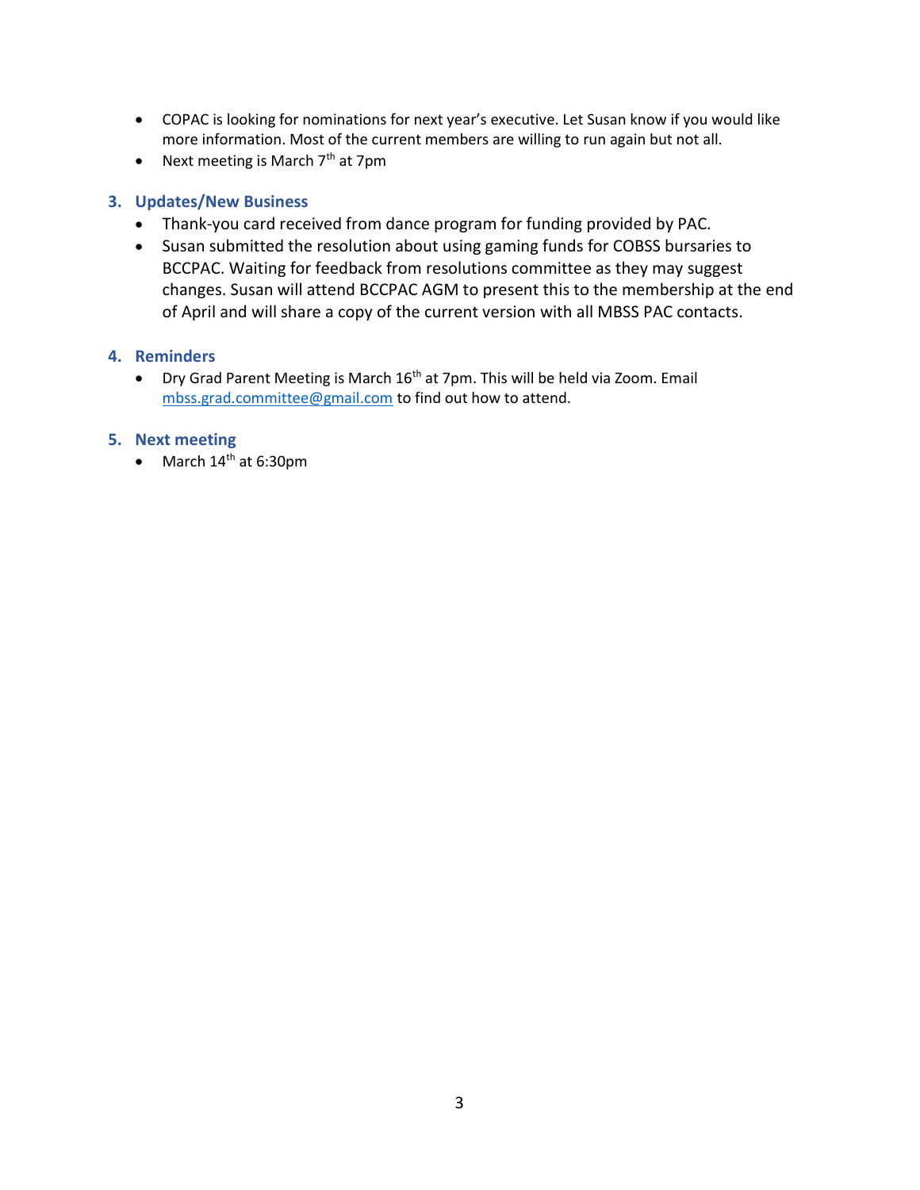- COPAC is looking for nominations for next year's executive. Let Susan know if you would like more information. Most of the current members are willing to run again but not all.
- Next meeting is March 7th at 7pm

### 3. Updates/New Business

- Thank-you card received from dance program for funding provided by PAC.
- Susan submitted the resolution about using gaming funds for COBSS bursaries to BCCPAC. Waiting for feedback from resolutions committee as they may suggest changes. Susan will attend BCCPAC AGM to present this to the membership at the end of April and will share a copy of the current version with all MBSS PAC contacts.

### 4. Reminders

- Dry Grad Parent Meeting is March 16th at 7pm. This will be held via Zoom. Email mbss.grad.committee@gmail.com to find out how to attend.

### 5. Next meeting

- March 14th at 6:30pm